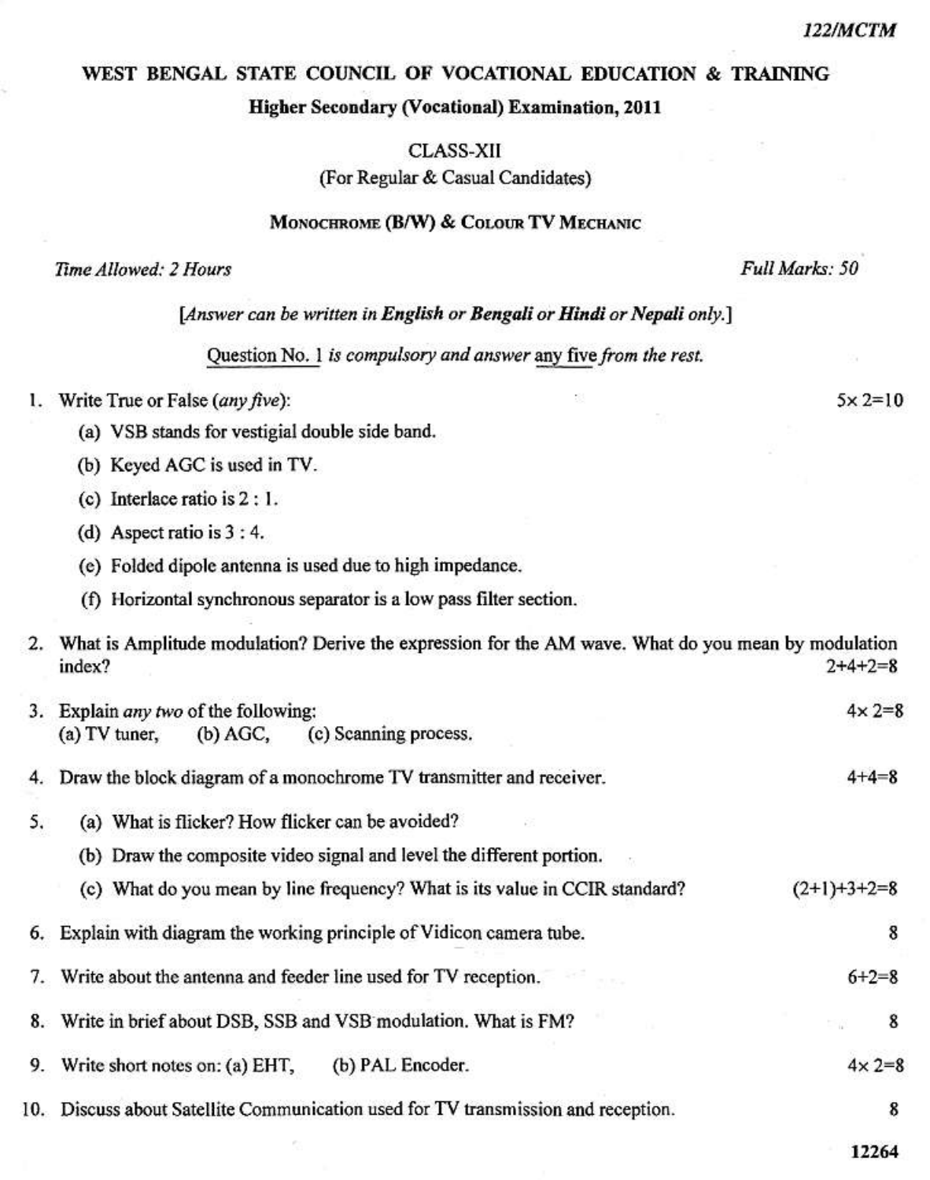122/MCTM

# WEST BENGAL STATE COUNCIL OF VOCATIONAL EDUCATION & TRAINING

## Higher Secondary (Vocational) Examination, 2011

CLASS-XII

(For Regular & Casual Candidates)

**MONOCHROME (B/W) & COLOUR TV MECHANIC**

*Time Allowed: 2 Hours* — *Full Marks: 50*

*[Answer can be written in **English** or **Bengali** or **Hindi** or **Nepali** only.]*

Question No. 1 *is compulsory and answer* any five *from the rest.*

1. Write True or False (*any five*): — $5\times 2=10$
   - (a) VSB stands for vestigial double side band.
   - (b) Keyed AGC is used in TV.
   - (c) Interlace ratio is 2 : 1.
   - (d) Aspect ratio is 3 : 4.
   - (e) Folded dipole antenna is used due to high impedance.
   - (f) Horizontal synchronous separator is a low pass filter section.

2. What is Amplitude modulation? Derive the expression for the AM wave. What do you mean by modulation index? — $2+4+2=8$

3. Explain *any two* of the following: — $4\times 2=8$
   (a) TV tuner, (b) AGC, (c) Scanning process.

4. Draw the block diagram of a monochrome TV transmitter and receiver. — $4+4=8$

5. (a) What is flicker? How flicker can be avoided?
   (b) Draw the composite video signal and level the different portion.
   (c) What do you mean by line frequency? What is its value in CCIR standard? — $(2+1)+3+2=8$

6. Explain with diagram the working principle of Vidicon camera tube. — 8

7. Write about the antenna and feeder line used for TV reception. — $6+2=8$

8. Write in brief about DSB, SSB and VSB modulation. What is FM? — 8

9. Write short notes on: (a) EHT, (b) PAL Encoder. — $4\times 2=8$

10. Discuss about Satellite Communication used for TV transmission and reception. — 8

12264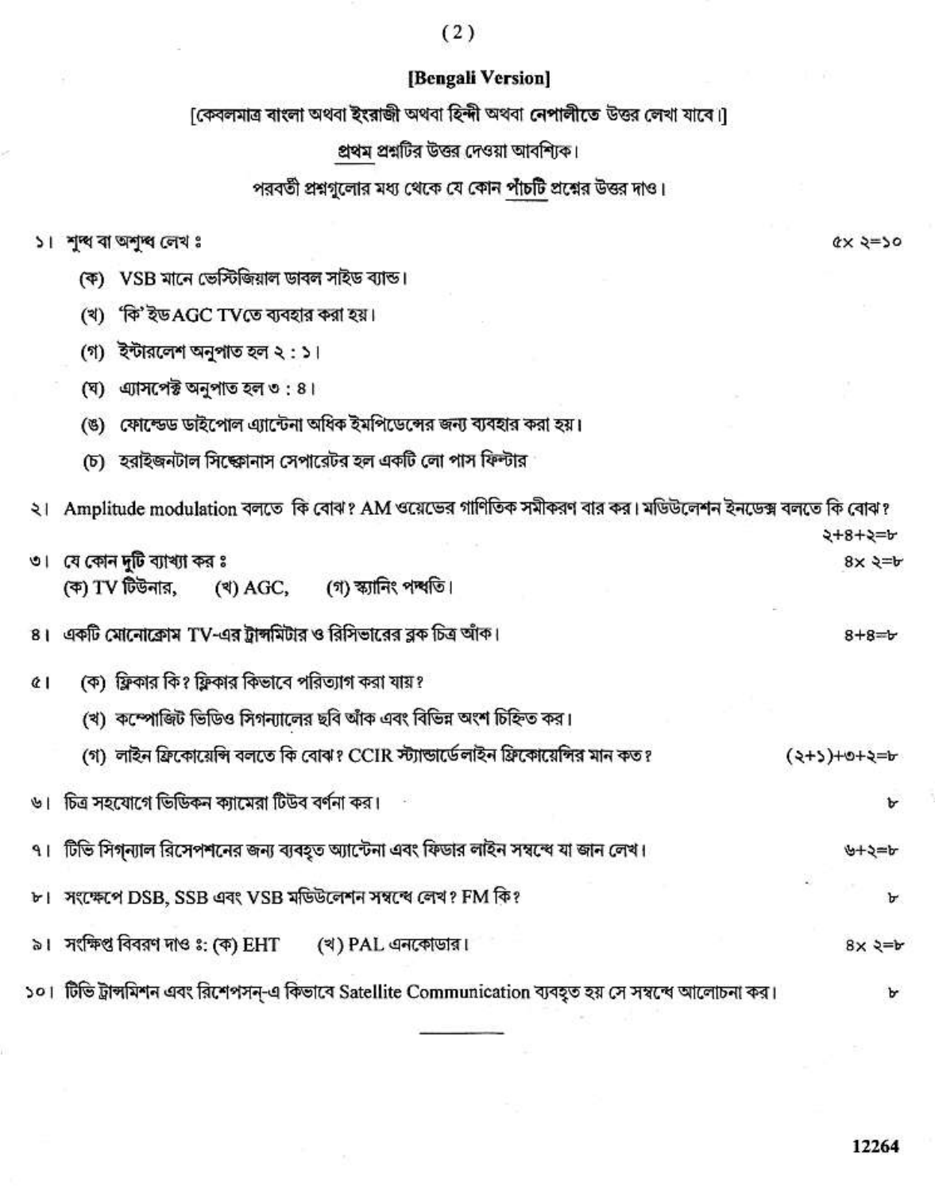## [Bengali Version]

[কেবলমাত্র বাংলা অথবা ইংরাজী অথবা হিন্দী অথবা নেপালীতে উত্তর লেখা যাবে।]

<u>প্রথম</u> প্রশ্নটির উত্তর দেওয়া আবশ্যিক।

পরবর্তী প্রশ্নগুলোর মধ্য থেকে যে কোন <u>পাঁচটি</u> প্রশ্নের উত্তর দাও।

১। শুদ্ধ বা অশুদ্ধ লেখ : ৫× ২=১০

(ক) VSB মানে ভেস্টিজিয়াল ডাবল সাইড ব্যান্ড।

(খ) 'কি' ইড AGC TVতে ব্যবহার করা হয়।

(গ) ইন্টারলেশ অনুপাত হল ২ : ১।

(ঘ) এ্যাসপেক্ট অনুপাত হল ৩ : ৪।

(ঙ) ফোল্ডেড ডাইপোল এ্যান্টেনা অধিক ইমপিডেন্সের জন্য ব্যবহার করা হয়।

(চ) হরাইজনটাল সিঙ্ক্রোনাস সেপারেটর হল একটি লো পাস ফিল্টার

২। Amplitude modulation বলতে কি বোঝ? AM ওয়েভের গাণিতিক সমীকরণ বার কর। মডিউলেশন ইনডেক্স বলতে কি বোঝ? ২+৪+২=৮

৩। যে কোন <u>দুটি</u> ব্যাখ্যা কর : ৪× ২=৮

(ক) TV টিউনার, (খ) AGC, (গ) স্ক্যানিং পদ্ধতি।

৪। একটি মোনোক্রোম TV-এর ট্রান্সমিটার ও রিসিভারের ব্লক চিত্র আঁক। ৪+৪=৮

৫। (ক) ফ্লিকার কি? ফ্লিকার কিভাবে পরিত্যাগ করা যায়?

(খ) কম্পোজিট ভিডিও সিগন্যালের ছবি আঁক এবং বিভিন্ন অংশ চিহ্নিত কর।

(গ) লাইন ফ্রিকোয়েন্সি বলতে কি বোঝ? CCIR স্ট্যান্ডার্ডে লাইন ফ্রিকোয়েন্সির মান কত? (২+১)+৩+২=৮

৬। চিত্র সহযোগে ভিডিকন ক্যামেরা টিউব বর্ণনা কর। ৮

৭। টিভি সিগন্যাল রিসেপশনের জন্য ব্যবহৃত অ্যান্টেনা এবং ফিডার লাইন সম্বন্ধে যা জান লেখ। ৬+২=৮

৮। সংক্ষেপে DSB, SSB এবং VSB মডিউলেশন সম্বন্ধে লেখ? FM কি? ৮

৯। সংক্ষিপ্ত বিবরণ দাও : (ক) EHT (খ) PAL এনকোডার। ৪× ২=৮

১০। টিভি ট্রান্সমিশন এবং রিশেপসন্-এ কিভাবে Satellite Communication ব্যবহৃত হয় সে সম্বন্ধে আলোচনা কর। ৮

12264